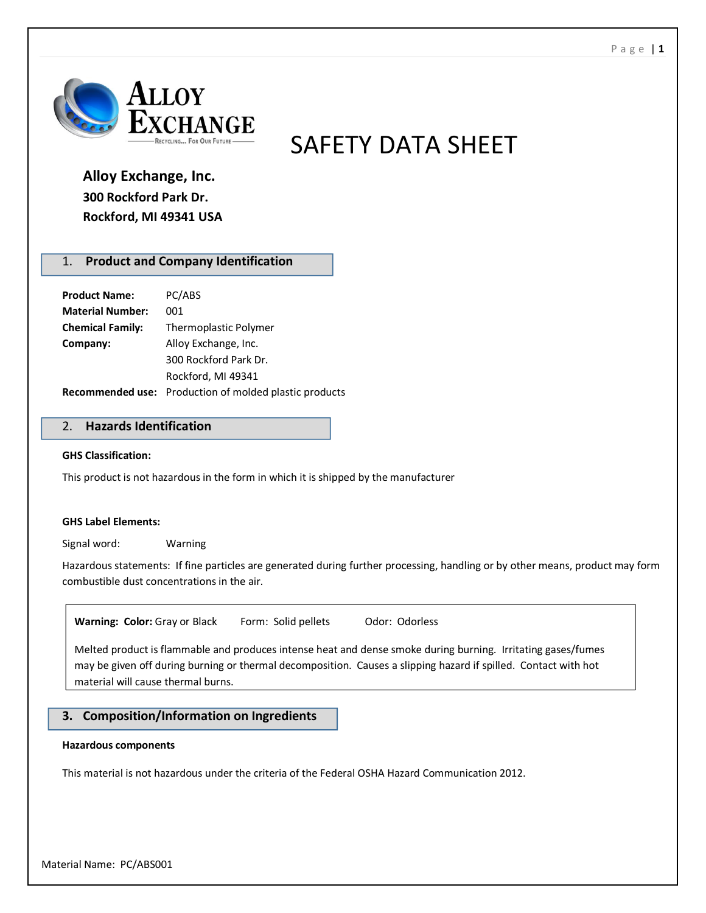# SAFETY DATA SHEET

**Alloy Exchange, Inc.**
**300 Rockford Park Dr.**
**Rockford, MI 49341 USA**

## 1. Product and Company Identification

| | |
|---|---|
| **Product Name:** | PC/ABS |
| **Material Number:** | 001 |
| **Chemical Family:** | Thermoplastic Polymer |
| **Company:** | Alloy Exchange, Inc.<br>300 Rockford Park Dr.<br>Rockford, MI 49341 |
| **Recommended use:** | Production of molded plastic products |

## 2. Hazards Identification

**GHS Classification:**

This product is not hazardous in the form in which it is shipped by the manufacturer

**GHS Label Elements:**

Signal word: Warning

Hazardous statements: If fine particles are generated during further processing, handling or by other means, product may form combustible dust concentrations in the air.

**Warning: Color:** Gray or Black Form: Solid pellets Odor: Odorless

Melted product is flammable and produces intense heat and dense smoke during burning. Irritating gases/fumes may be given off during burning or thermal decomposition. Causes a slipping hazard if spilled. Contact with hot material will cause thermal burns.

## 3. Composition/Information on Ingredients

**Hazardous components**

This material is not hazardous under the criteria of the Federal OSHA Hazard Communication 2012.

Material Name: PC/ABS001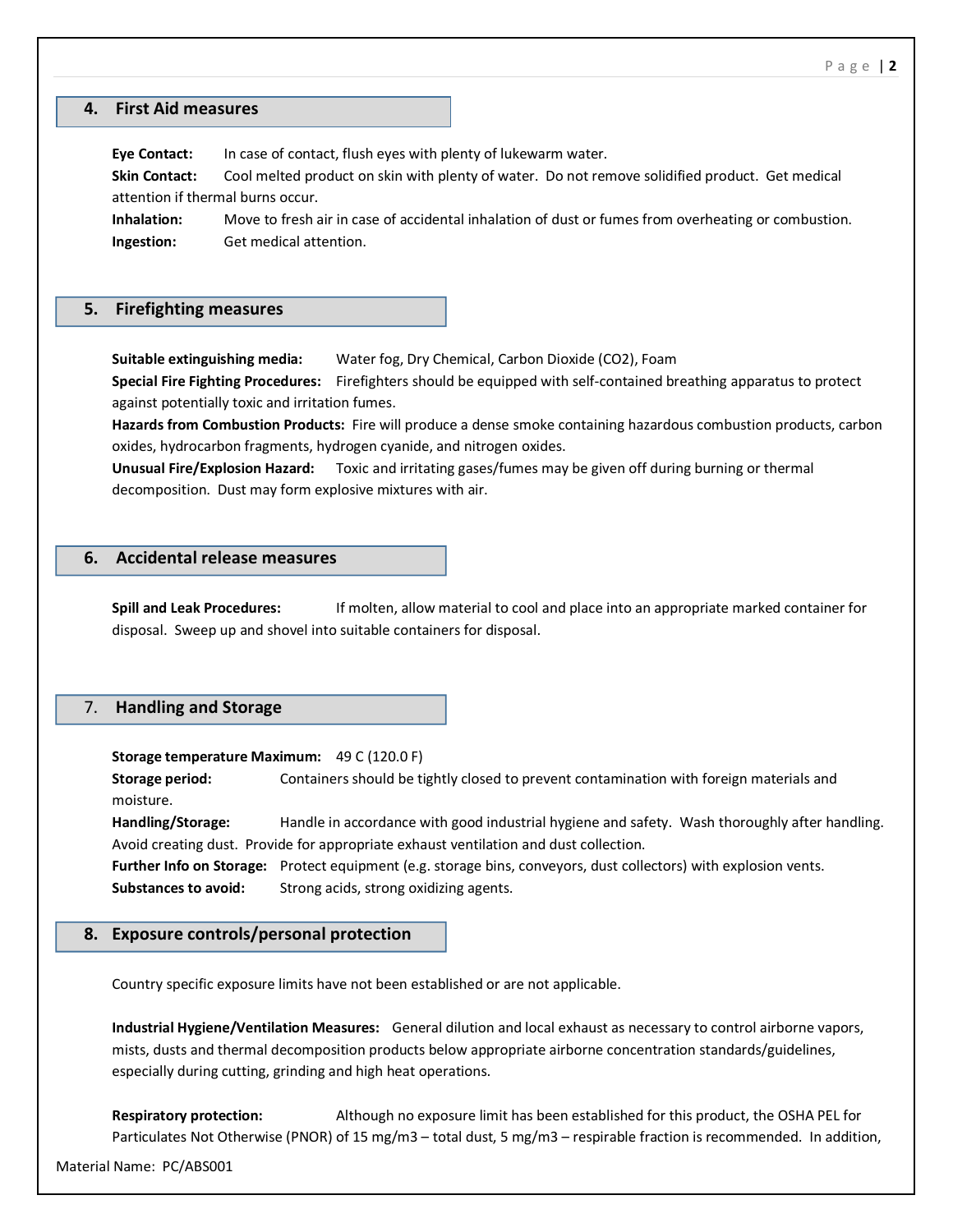## 4. First Aid measures

**Eye Contact:** In case of contact, flush eyes with plenty of lukewarm water.

**Skin Contact:** Cool melted product on skin with plenty of water. Do not remove solidified product. Get medical attention if thermal burns occur.

**Inhalation:** Move to fresh air in case of accidental inhalation of dust or fumes from overheating or combustion.

**Ingestion:** Get medical attention.

## 5. Firefighting measures

**Suitable extinguishing media:** Water fog, Dry Chemical, Carbon Dioxide ($CO_2$), Foam

**Special Fire Fighting Procedures:** Firefighters should be equipped with self-contained breathing apparatus to protect against potentially toxic and irritation fumes.

**Hazards from Combustion Products:** Fire will produce a dense smoke containing hazardous combustion products, carbon oxides, hydrocarbon fragments, hydrogen cyanide, and nitrogen oxides.

**Unusual Fire/Explosion Hazard:** Toxic and irritating gases/fumes may be given off during burning or thermal decomposition. Dust may form explosive mixtures with air.

## 6. Accidental release measures

**Spill and Leak Procedures:** If molten, allow material to cool and place into an appropriate marked container for disposal. Sweep up and shovel into suitable containers for disposal.

## 7. Handling and Storage

**Storage temperature Maximum:** 49 C (120.0 F)

**Storage period:** Containers should be tightly closed to prevent contamination with foreign materials and moisture.

**Handling/Storage:** Handle in accordance with good industrial hygiene and safety. Wash thoroughly after handling. Avoid creating dust. Provide for appropriate exhaust ventilation and dust collection.

**Further Info on Storage:** Protect equipment (e.g. storage bins, conveyors, dust collectors) with explosion vents.

**Substances to avoid:** Strong acids, strong oxidizing agents.

## 8. Exposure controls/personal protection

Country specific exposure limits have not been established or are not applicable.

**Industrial Hygiene/Ventilation Measures:** General dilution and local exhaust as necessary to control airborne vapors, mists, dusts and thermal decomposition products below appropriate airborne concentration standards/guidelines, especially during cutting, grinding and high heat operations.

**Respiratory protection:** Although no exposure limit has been established for this product, the OSHA PEL for Particulates Not Otherwise (PNOR) of 15 mg/m3 – total dust, 5 mg/m3 – respirable fraction is recommended. In addition,

Material Name: PC/ABS001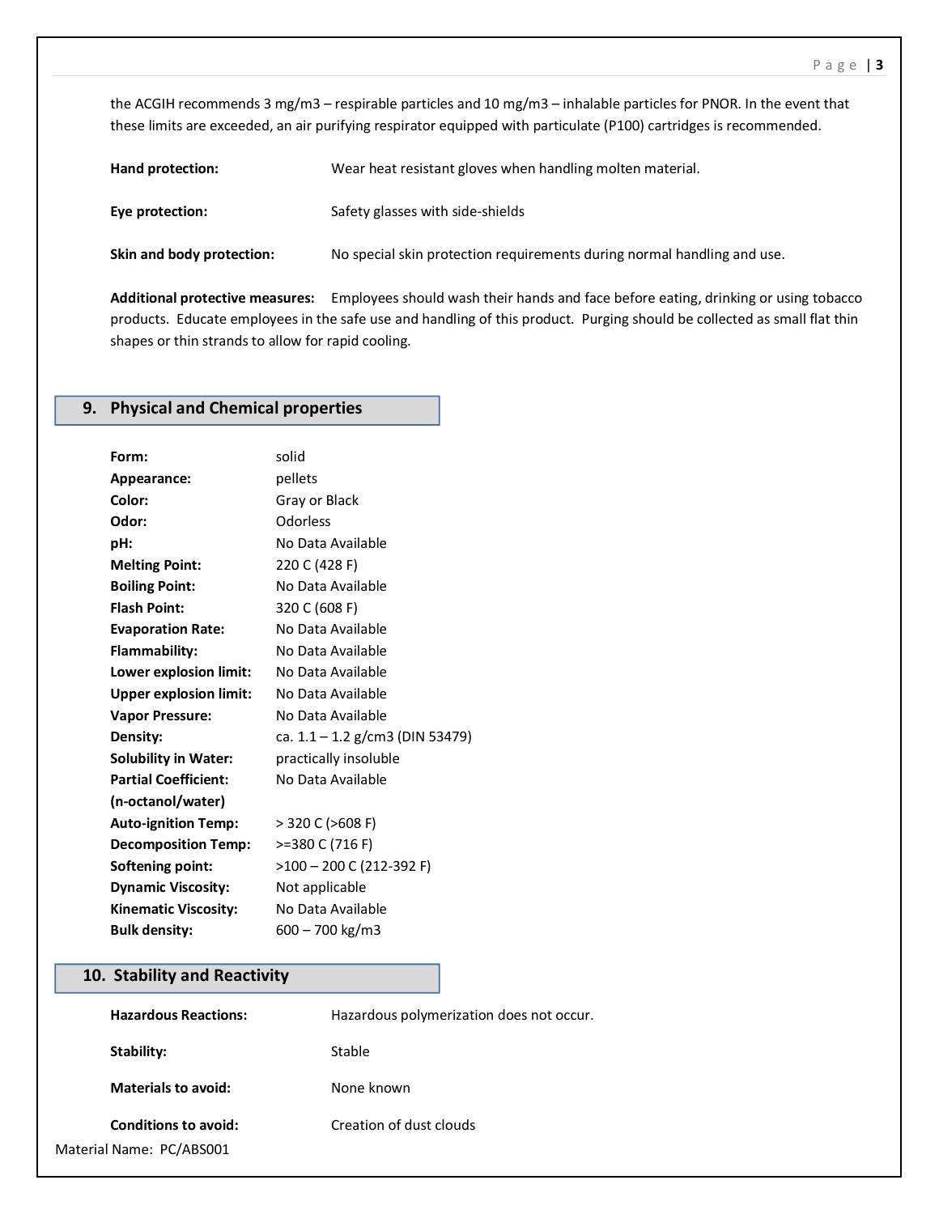the ACGIH recommends 3 mg/m3 – respirable particles and 10 mg/m3 – inhalable particles for PNOR. In the event that these limits are exceeded, an air purifying respirator equipped with particulate (P100) cartridges is recommended.

**Hand protection:** Wear heat resistant gloves when handling molten material.

**Eye protection:** Safety glasses with side-shields

**Skin and body protection:** No special skin protection requirements during normal handling and use.

**Additional protective measures:** Employees should wash their hands and face before eating, drinking or using tobacco products. Educate employees in the safe use and handling of this product. Purging should be collected as small flat thin shapes or thin strands to allow for rapid cooling.

## 9. Physical and Chemical properties

| | |
|---|---|
| **Form:** | solid |
| **Appearance:** | pellets |
| **Color:** | Gray or Black |
| **Odor:** | Odorless |
| **pH:** | No Data Available |
| **Melting Point:** | 220 C (428 F) |
| **Boiling Point:** | No Data Available |
| **Flash Point:** | 320 C (608 F) |
| **Evaporation Rate:** | No Data Available |
| **Flammability:** | No Data Available |
| **Lower explosion limit:** | No Data Available |
| **Upper explosion limit:** | No Data Available |
| **Vapor Pressure:** | No Data Available |
| **Density:** | ca. 1.1 – 1.2 g/cm3 (DIN 53479) |
| **Solubility in Water:** | practically insoluble |
| **Partial Coefficient: (n-octanol/water)** | No Data Available |
| **Auto-ignition Temp:** | > 320 C (>608 F) |
| **Decomposition Temp:** | >=380 C (716 F) |
| **Softening point:** | >100 – 200 C (212-392 F) |
| **Dynamic Viscosity:** | Not applicable |
| **Kinematic Viscosity:** | No Data Available |
| **Bulk density:** | 600 – 700 kg/m3 |

## 10. Stability and Reactivity

**Hazardous Reactions:** Hazardous polymerization does not occur.

**Stability:** Stable

**Materials to avoid:** None known

**Conditions to avoid:** Creation of dust clouds

Material Name: PC/ABS001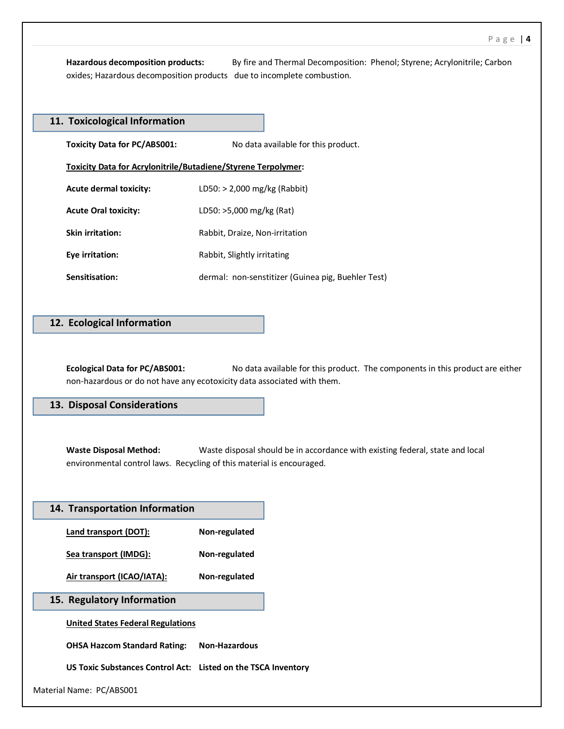**Hazardous decomposition products:** By fire and Thermal Decomposition: Phenol; Styrene; Acrylonitrile; Carbon oxides; Hazardous decomposition products due to incomplete combustion.

## 11. Toxicological Information

**Toxicity Data for PC/ABS001:** No data available for this product.

**Toxicity Data for Acrylonitrile/Butadiene/Styrene Terpolymer:**

**Acute dermal toxicity:** LD50: > 2,000 mg/kg (Rabbit)

**Acute Oral toxicity:** LD50: >5,000 mg/kg (Rat)

**Skin irritation:** Rabbit, Draize, Non-irritation

**Eye irritation:** Rabbit, Slightly irritating

**Sensitisation:** dermal: non-senstitizer (Guinea pig, Buehler Test)

## 12. Ecological Information

**Ecological Data for PC/ABS001:** No data available for this product. The components in this product are either non-hazardous or do not have any ecotoxicity data associated with them.

## 13. Disposal Considerations

**Waste Disposal Method:** Waste disposal should be in accordance with existing federal, state and local environmental control laws. Recycling of this material is encouraged.

## 14. Transportation Information

**Land transport (DOT):** **Non-regulated**

**Sea transport (IMDG):** **Non-regulated**

**Air transport (ICAO/IATA):** **Non-regulated**

## 15. Regulatory Information

**United States Federal Regulations**

**OHSA Hazcom Standard Rating:** **Non-Hazardous**

**US Toxic Substances Control Act:** **Listed on the TSCA Inventory**

Material Name: PC/ABS001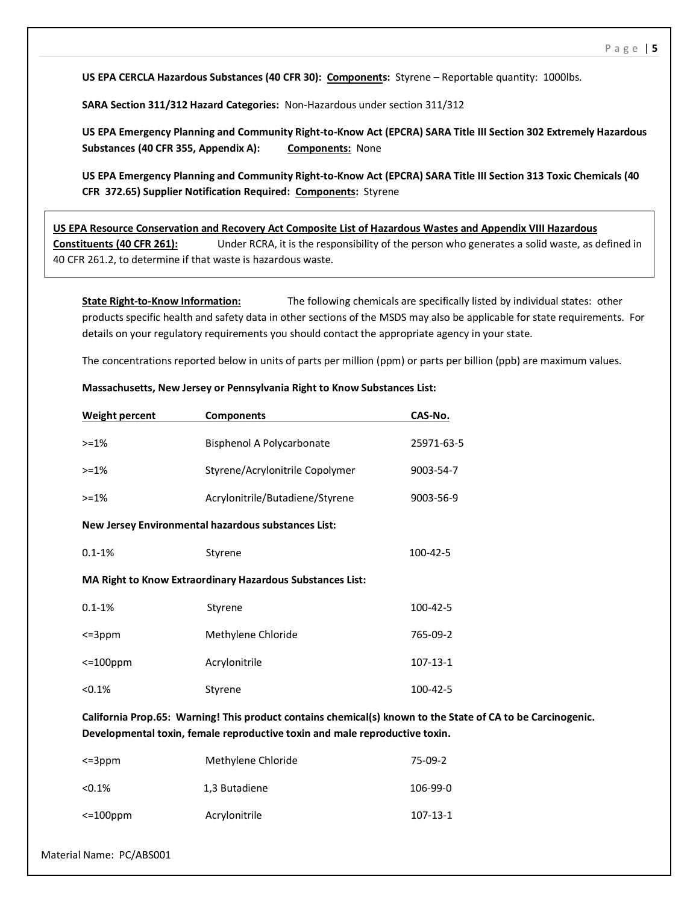**US EPA CERCLA Hazardous Substances (40 CFR 30): Components:** Styrene – Reportable quantity: 1000lbs.

**SARA Section 311/312 Hazard Categories:** Non-Hazardous under section 311/312

**US EPA Emergency Planning and Community Right-to-Know Act (EPCRA) SARA Title III Section 302 Extremely Hazardous Substances (40 CFR 355, Appendix A): Components:** None

**US EPA Emergency Planning and Community Right-to-Know Act (EPCRA) SARA Title III Section 313 Toxic Chemicals (40 CFR 372.65) Supplier Notification Required: Components:** Styrene

**US EPA Resource Conservation and Recovery Act Composite List of Hazardous Wastes and Appendix VIII Hazardous Constituents (40 CFR 261):** Under RCRA, it is the responsibility of the person who generates a solid waste, as defined in 40 CFR 261.2, to determine if that waste is hazardous waste.

**State Right-to-Know Information:** The following chemicals are specifically listed by individual states: other products specific health and safety data in other sections of the MSDS may also be applicable for state requirements. For details on your regulatory requirements you should contact the appropriate agency in your state.

The concentrations reported below in units of parts per million (ppm) or parts per billion (ppb) are maximum values.

**Massachusetts, New Jersey or Pennsylvania Right to Know Substances List:**

| Weight percent | Components | CAS-No. |
|---|---|---|
| >=1% | Bisphenol A Polycarbonate | 25971-63-5 |
| >=1% | Styrene/Acrylonitrile Copolymer | 9003-54-7 |
| >=1% | Acrylonitrile/Butadiene/Styrene | 9003-56-9 |

**New Jersey Environmental hazardous substances List:**

| Weight percent | Components | CAS-No. |
|---|---|---|
| 0.1-1% | Styrene | 100-42-5 |

**MA Right to Know Extraordinary Hazardous Substances List:**

| Weight percent | Components | CAS-No. |
|---|---|---|
| 0.1-1% | Styrene | 100-42-5 |
| <=3ppm | Methylene Chloride | 765-09-2 |
| <=100ppm | Acrylonitrile | 107-13-1 |
| <0.1% | Styrene | 100-42-5 |

**California Prop.65: Warning! This product contains chemical(s) known to the State of CA to be Carcinogenic. Developmental toxin, female reproductive toxin and male reproductive toxin.**

| Weight percent | Components | CAS-No. |
|---|---|---|
| <=3ppm | Methylene Chloride | 75-09-2 |
| <0.1% | 1,3 Butadiene | 106-99-0 |
| <=100ppm | Acrylonitrile | 107-13-1 |

Material Name: PC/ABS001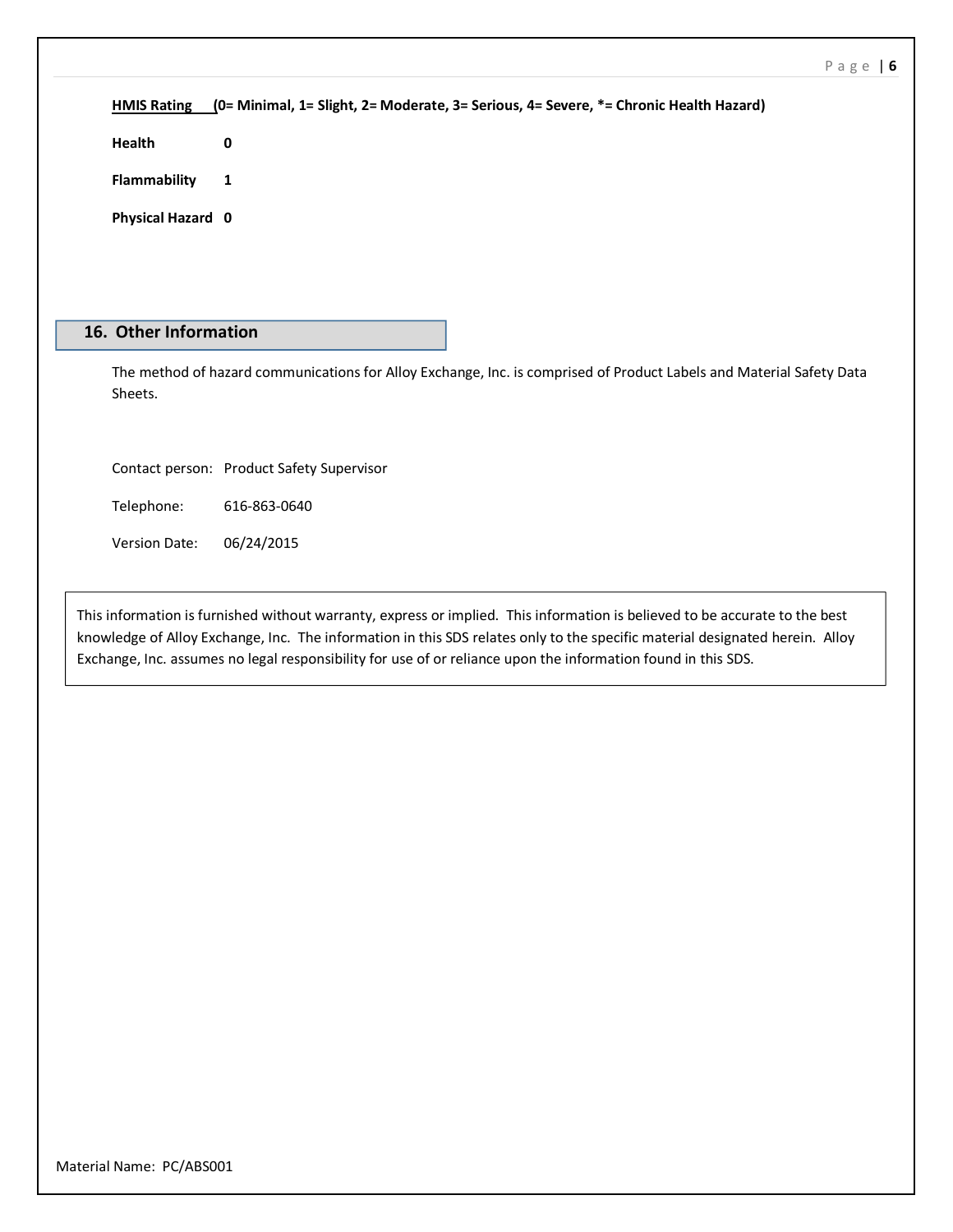**HMIS Rating (0= Minimal, 1= Slight, 2= Moderate, 3= Serious, 4= Severe, *= Chronic Health Hazard)**

| | |
|---|---|
| **Health** | **0** |
| **Flammability** | **1** |
| **Physical Hazard** | **0** |

## 16. Other Information

The method of hazard communications for Alloy Exchange, Inc. is comprised of Product Labels and Material Safety Data Sheets.

Contact person: Product Safety Supervisor

Telephone: 616-863-0640

Version Date: 06/24/2015

This information is furnished without warranty, express or implied. This information is believed to be accurate to the best knowledge of Alloy Exchange, Inc. The information in this SDS relates only to the specific material designated herein. Alloy Exchange, Inc. assumes no legal responsibility for use of or reliance upon the information found in this SDS.